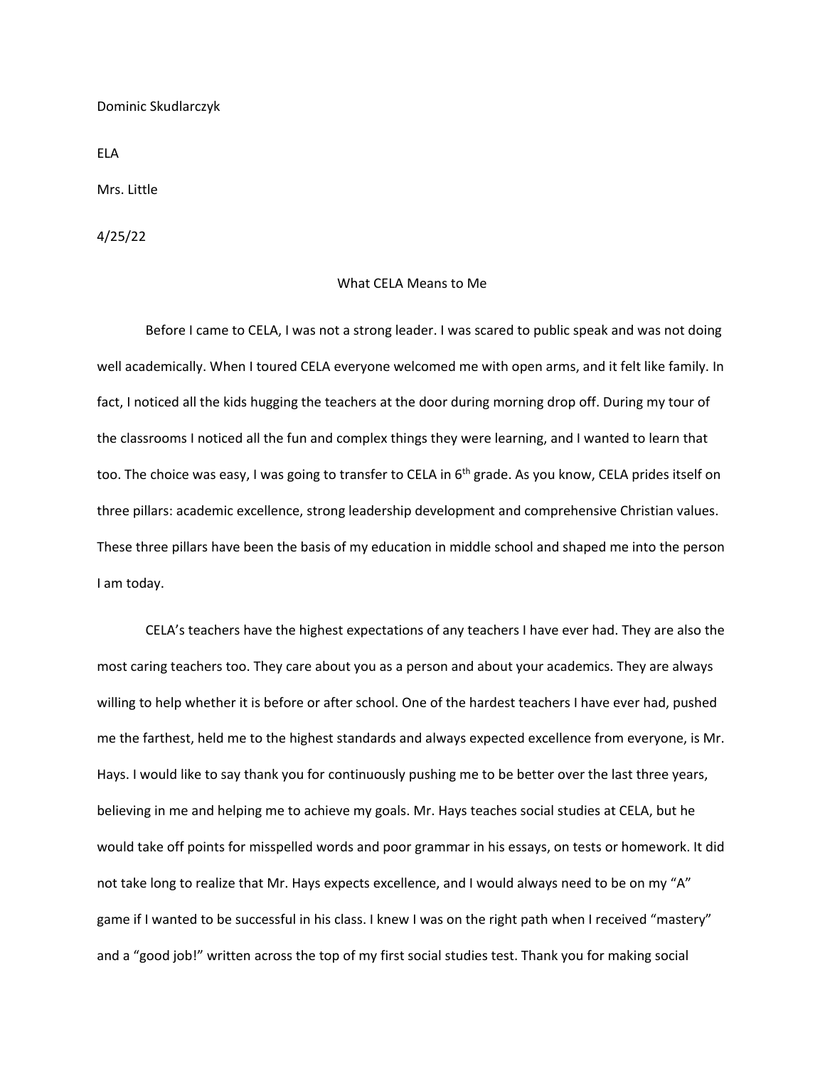Dominic Skudlarczyk

ELA

Mrs. Little

4/25/22

# What CELA Means to Me

Before I came to CELA, I was not a strong leader. I was scared to public speak and was not doing well academically. When I toured CELA everyone welcomed me with open arms, and it felt like family. In fact, I noticed all the kids hugging the teachers at the door during morning drop off. During my tour of the classrooms I noticed all the fun and complex things they were learning, and I wanted to learn that too. The choice was easy, I was going to transfer to CELA in 6th grade. As you know, CELA prides itself on three pillars: academic excellence, strong leadership development and comprehensive Christian values. These three pillars have been the basis of my education in middle school and shaped me into the person I am today.

CELA's teachers have the highest expectations of any teachers I have ever had. They are also the most caring teachers too. They care about you as a person and about your academics. They are always willing to help whether it is before or after school. One of the hardest teachers I have ever had, pushed me the farthest, held me to the highest standards and always expected excellence from everyone, is Mr. Hays. I would like to say thank you for continuously pushing me to be better over the last three years, believing in me and helping me to achieve my goals. Mr. Hays teaches social studies at CELA, but he would take off points for misspelled words and poor grammar in his essays, on tests or homework. It did not take long to realize that Mr. Hays expects excellence, and I would always need to be on my "A" game if I wanted to be successful in his class. I knew I was on the right path when I received "mastery" and a "good job!" written across the top of my first social studies test. Thank you for making social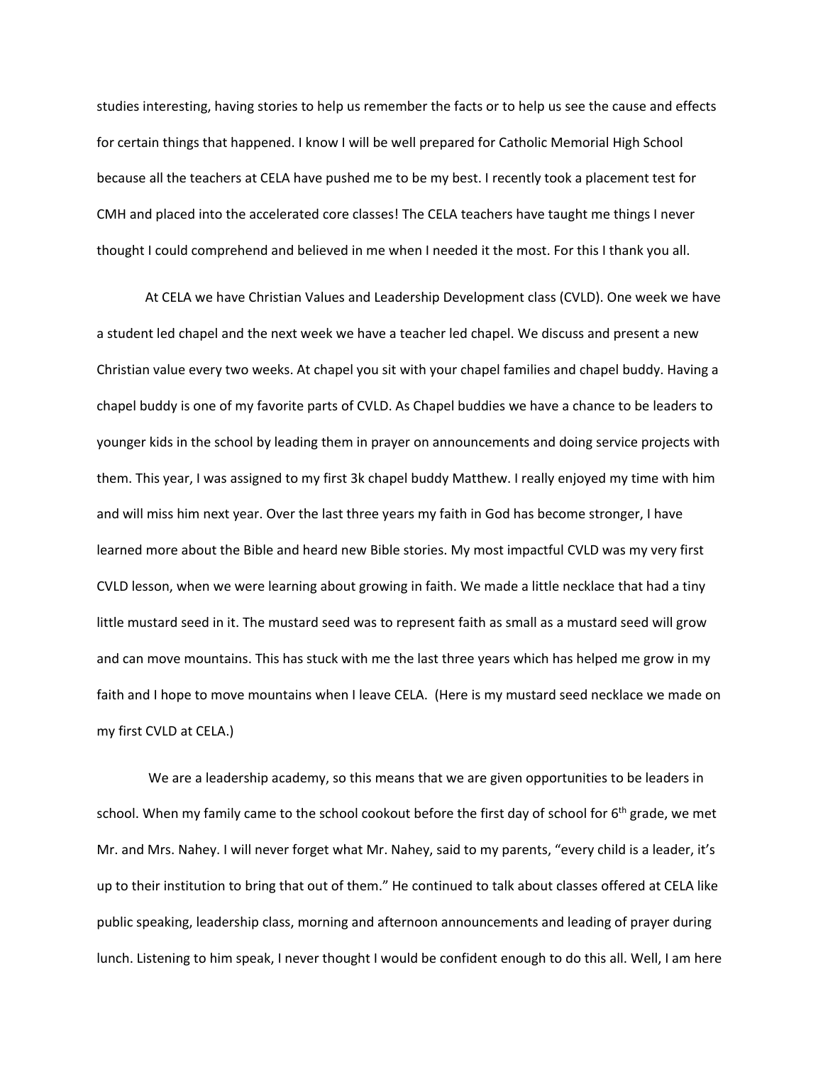studies interesting, having stories to help us remember the facts or to help us see the cause and effects for certain things that happened. I know I will be well prepared for Catholic Memorial High School because all the teachers at CELA have pushed me to be my best. I recently took a placement test for CMH and placed into the accelerated core classes! The CELA teachers have taught me things I never thought I could comprehend and believed in me when I needed it the most. For this I thank you all.

At CELA we have Christian Values and Leadership Development class (CVLD). One week we have a student led chapel and the next week we have a teacher led chapel. We discuss and present a new Christian value every two weeks. At chapel you sit with your chapel families and chapel buddy. Having a chapel buddy is one of my favorite parts of CVLD. As Chapel buddies we have a chance to be leaders to younger kids in the school by leading them in prayer on announcements and doing service projects with them. This year, I was assigned to my first 3k chapel buddy Matthew. I really enjoyed my time with him and will miss him next year. Over the last three years my faith in God has become stronger, I have learned more about the Bible and heard new Bible stories. My most impactful CVLD was my very first CVLD lesson, when we were learning about growing in faith. We made a little necklace that had a tiny little mustard seed in it. The mustard seed was to represent faith as small as a mustard seed will grow and can move mountains. This has stuck with me the last three years which has helped me grow in my faith and I hope to move mountains when I leave CELA. (Here is my mustard seed necklace we made on my first CVLD at CELA.)

We are a leadership academy, so this means that we are given opportunities to be leaders in school. When my family came to the school cookout before the first day of school for 6th grade, we met Mr. and Mrs. Nahey. I will never forget what Mr. Nahey, said to my parents, "every child is a leader, it's up to their institution to bring that out of them." He continued to talk about classes offered at CELA like public speaking, leadership class, morning and afternoon announcements and leading of prayer during lunch. Listening to him speak, I never thought I would be confident enough to do this all. Well, I am here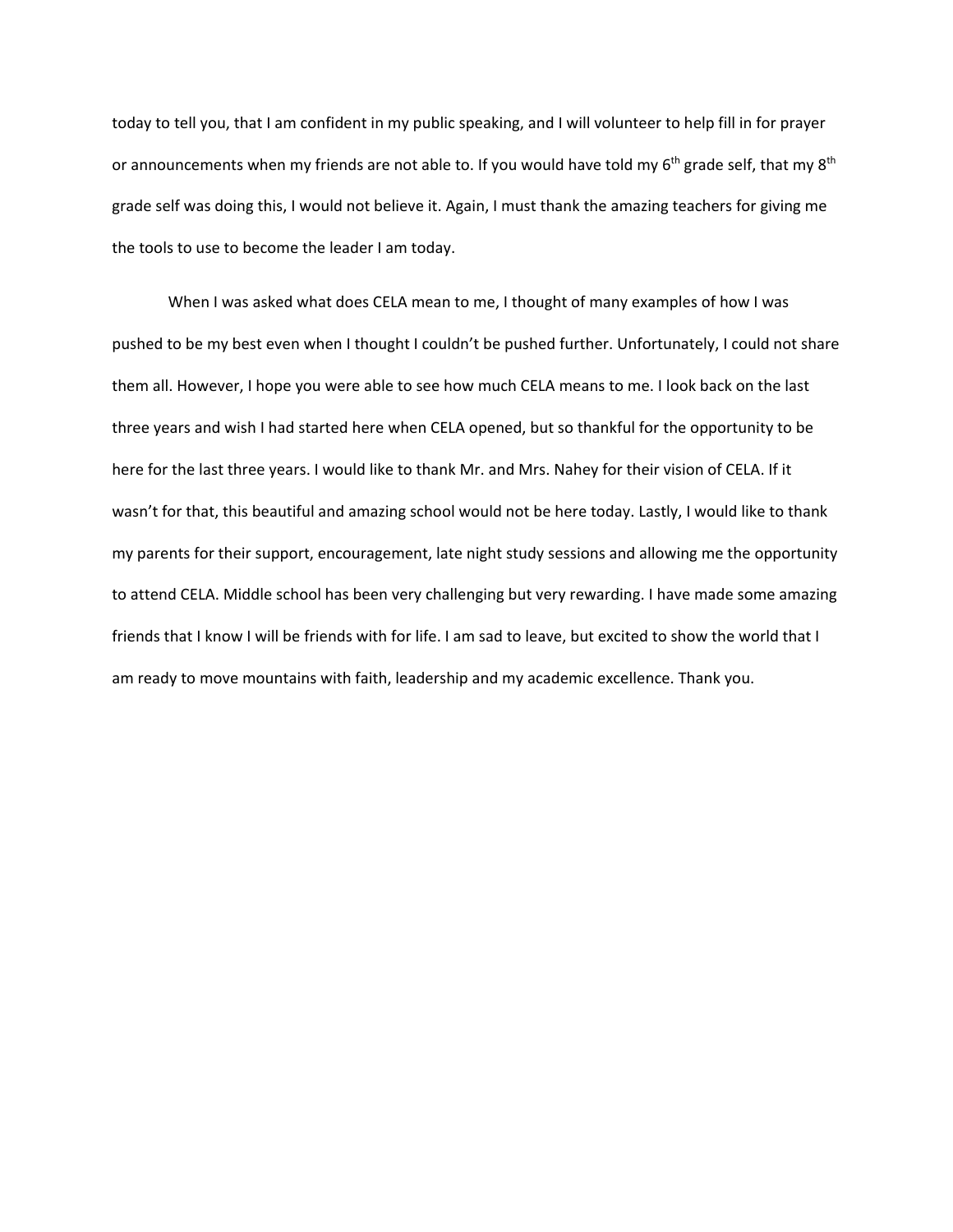today to tell you, that I am confident in my public speaking, and I will volunteer to help fill in for prayer or announcements when my friends are not able to. If you would have told my 6th grade self, that my 8th grade self was doing this, I would not believe it. Again, I must thank the amazing teachers for giving me the tools to use to become the leader I am today.

When I was asked what does CELA mean to me, I thought of many examples of how I was pushed to be my best even when I thought I couldn't be pushed further. Unfortunately, I could not share them all. However, I hope you were able to see how much CELA means to me. I look back on the last three years and wish I had started here when CELA opened, but so thankful for the opportunity to be here for the last three years. I would like to thank Mr. and Mrs. Nahey for their vision of CELA. If it wasn't for that, this beautiful and amazing school would not be here today. Lastly, I would like to thank my parents for their support, encouragement, late night study sessions and allowing me the opportunity to attend CELA. Middle school has been very challenging but very rewarding. I have made some amazing friends that I know I will be friends with for life. I am sad to leave, but excited to show the world that I am ready to move mountains with faith, leadership and my academic excellence. Thank you.